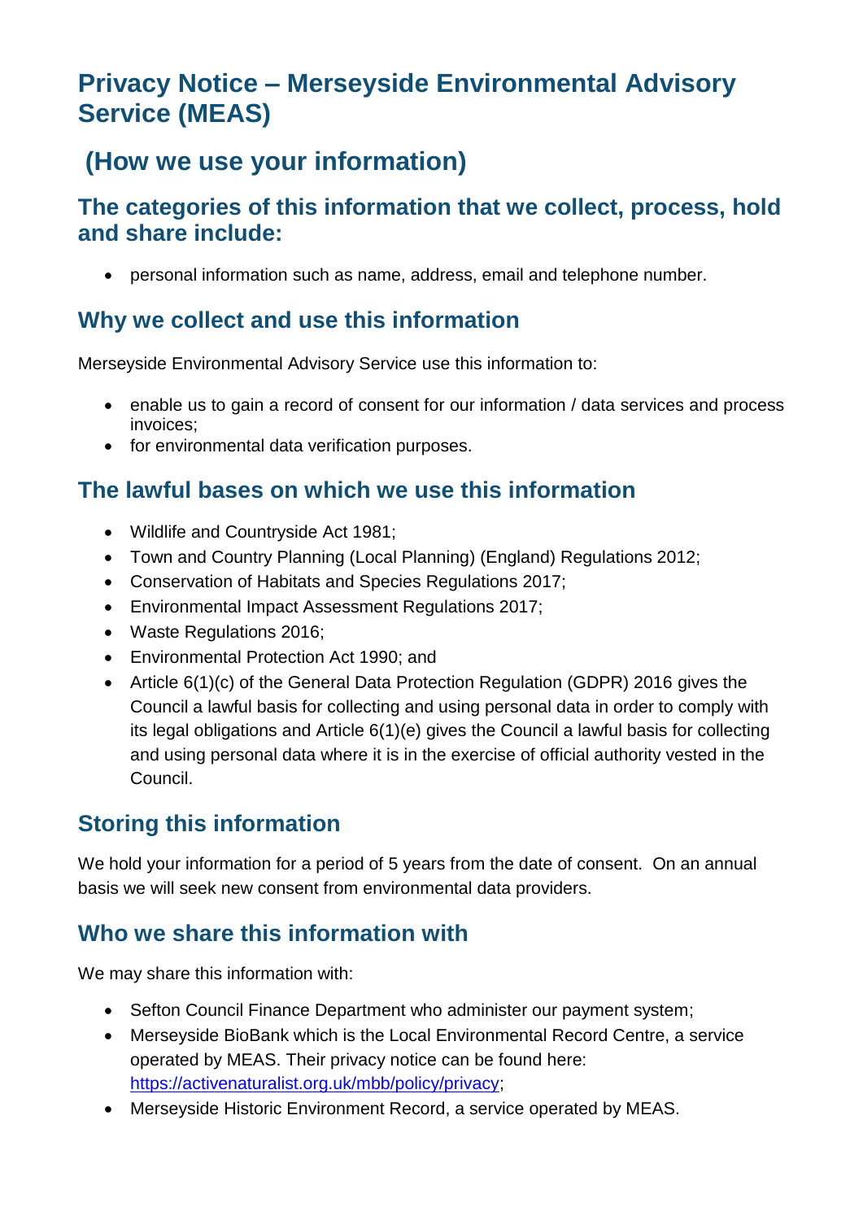# Privacy Notice – Merseyside Environmental Advisory Service (MEAS)

## (How we use your information)

### The categories of this information that we collect, process, hold and share include:

- personal information such as name, address, email and telephone number.

### Why we collect and use this information

Merseyside Environmental Advisory Service use this information to:

- enable us to gain a record of consent for our information / data services and process invoices;
- for environmental data verification purposes.

### The lawful bases on which we use this information

- Wildlife and Countryside Act 1981;
- Town and Country Planning (Local Planning) (England) Regulations 2012;
- Conservation of Habitats and Species Regulations 2017;
- Environmental Impact Assessment Regulations 2017;
- Waste Regulations 2016;
- Environmental Protection Act 1990; and
- Article 6(1)(c) of the General Data Protection Regulation (GDPR) 2016 gives the Council a lawful basis for collecting and using personal data in order to comply with its legal obligations and Article 6(1)(e) gives the Council a lawful basis for collecting and using personal data where it is in the exercise of official authority vested in the Council.

### Storing this information

We hold your information for a period of 5 years from the date of consent. On an annual basis we will seek new consent from environmental data providers.

### Who we share this information with

We may share this information with:

- Sefton Council Finance Department who administer our payment system;
- Merseyside BioBank which is the Local Environmental Record Centre, a service operated by MEAS. Their privacy notice can be found here: [https://activenaturalist.org.uk/mbb/policy/privacy](https://activenaturalist.org.uk/mbb/policy/privacy);
- Merseyside Historic Environment Record, a service operated by MEAS.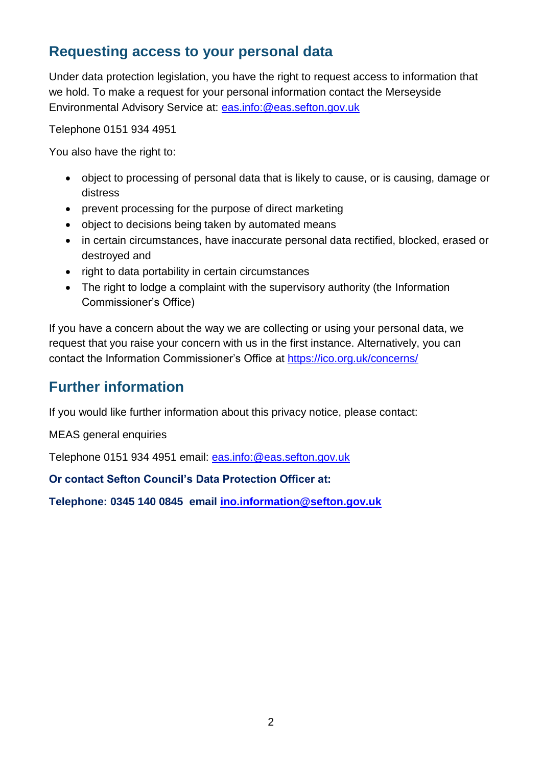## Requesting access to your personal data

Under data protection legislation, you have the right to request access to information that we hold. To make a request for your personal information contact the Merseyside Environmental Advisory Service at: eas.info:@eas.sefton.gov.uk

Telephone 0151 934 4951

You also have the right to:

- object to processing of personal data that is likely to cause, or is causing, damage or distress
- prevent processing for the purpose of direct marketing
- object to decisions being taken by automated means
- in certain circumstances, have inaccurate personal data rectified, blocked, erased or destroyed and
- right to data portability in certain circumstances
- The right to lodge a complaint with the supervisory authority (the Information Commissioner's Office)

If you have a concern about the way we are collecting or using your personal data, we request that you raise your concern with us in the first instance. Alternatively, you can contact the Information Commissioner's Office at https://ico.org.uk/concerns/

## Further information

If you would like further information about this privacy notice, please contact:

MEAS general enquiries

Telephone 0151 934 4951 email: eas.info:@eas.sefton.gov.uk

**Or contact Sefton Council's Data Protection Officer at:**

**Telephone: 0345 140 0845  email ino.information@sefton.gov.uk**